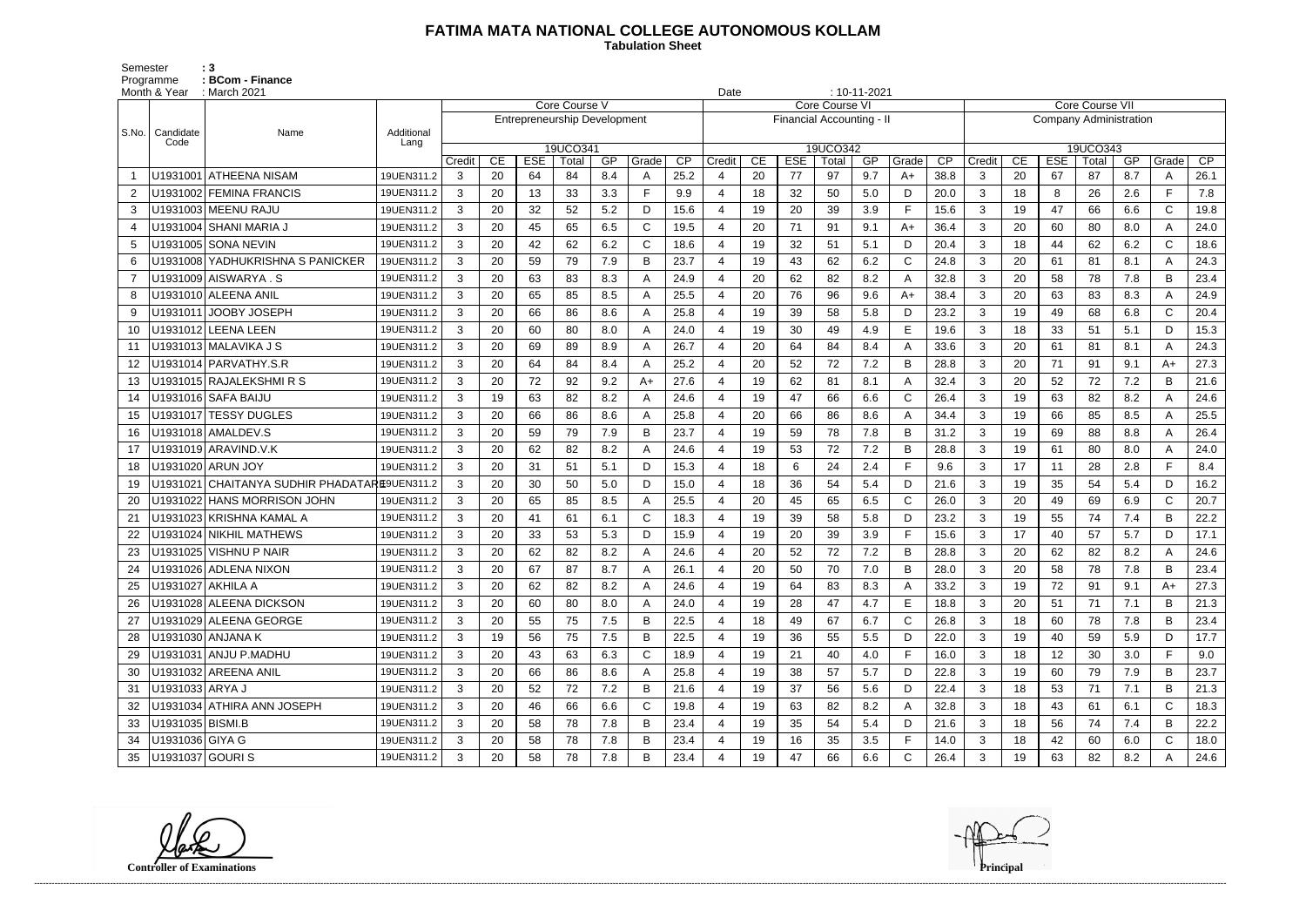# FATIMA MATA NATIONAL COLLEGE AUTONOMOUS KOLLAM

**Tabulation Sheet**

Semester : 3
Programme : BCom - Finance
Month & Year : March 2021
Date : 10-11-2021

| S.No. | Candidate Code | Name | Additional Lang | Core Course V | | | | | | | Core Course VI | | | | | | | Core Course VII | | | | | | |
|---|---|---|---|---|---|---|---|---|---|---|---|---|---|---|---|---|---|---|---|---|---|---|---|---|
| | | | | Entrepreneurship Development | | | | | | | Financial Accounting - II | | | | | | | Company Administration | | | | | | |
| | | | | 19UCO341 | | | | | | | 19UCO342 | | | | | | | 19UCO343 | | | | | | |
| | | | | Credit | CE | ESE | Total | GP | Grade | CP | Credit | CE | ESE | Total | GP | Grade | CP | Credit | CE | ESE | Total | GP | Grade | CP |
| 1 | U1931001 | ATHEENA NISAM | 19UEN311.2 | 3 | 20 | 64 | 84 | 8.4 | A | 25.2 | 4 | 20 | 77 | 97 | 9.7 | A+ | 38.8 | 3 | 20 | 67 | 87 | 8.7 | A | 26.1 |
| 2 | U1931002 | FEMINA FRANCIS | 19UEN311.2 | 3 | 20 | 13 | 33 | 3.3 | F | 9.9 | 4 | 18 | 32 | 50 | 5.0 | D | 20.0 | 3 | 18 | 8 | 26 | 2.6 | F | 7.8 |
| 3 | U1931003 | MEENU RAJU | 19UEN311.2 | 3 | 20 | 32 | 52 | 5.2 | D | 15.6 | 4 | 19 | 20 | 39 | 3.9 | F | 15.6 | 3 | 19 | 47 | 66 | 6.6 | C | 19.8 |
| 4 | U1931004 | SHANI MARIA J | 19UEN311.2 | 3 | 20 | 45 | 65 | 6.5 | C | 19.5 | 4 | 20 | 71 | 91 | 9.1 | A+ | 36.4 | 3 | 20 | 60 | 80 | 8.0 | A | 24.0 |
| 5 | U1931005 | SONA NEVIN | 19UEN311.2 | 3 | 20 | 42 | 62 | 6.2 | C | 18.6 | 4 | 19 | 32 | 51 | 5.1 | D | 20.4 | 3 | 18 | 44 | 62 | 6.2 | C | 18.6 |
| 6 | U1931008 | YADHUKRISHNA S PANICKER | 19UEN311.2 | 3 | 20 | 59 | 79 | 7.9 | B | 23.7 | 4 | 19 | 43 | 62 | 6.2 | C | 24.8 | 3 | 20 | 61 | 81 | 8.1 | A | 24.3 |
| 7 | U1931009 | AISWARYA . S | 19UEN311.2 | 3 | 20 | 63 | 83 | 8.3 | A | 24.9 | 4 | 20 | 62 | 82 | 8.2 | A | 32.8 | 3 | 20 | 58 | 78 | 7.8 | B | 23.4 |
| 8 | U1931010 | ALEENA ANIL | 19UEN311.2 | 3 | 20 | 65 | 85 | 8.5 | A | 25.5 | 4 | 20 | 76 | 96 | 9.6 | A+ | 38.4 | 3 | 20 | 63 | 83 | 8.3 | A | 24.9 |
| 9 | U1931011 | JOOBY JOSEPH | 19UEN311.2 | 3 | 20 | 66 | 86 | 8.6 | A | 25.8 | 4 | 19 | 39 | 58 | 5.8 | D | 23.2 | 3 | 19 | 49 | 68 | 6.8 | C | 20.4 |
| 10 | U1931012 | LEENA LEEN | 19UEN311.2 | 3 | 20 | 60 | 80 | 8.0 | A | 24.0 | 4 | 19 | 30 | 49 | 4.9 | E | 19.6 | 3 | 18 | 33 | 51 | 5.1 | D | 15.3 |
| 11 | U1931013 | MALAVIKA J S | 19UEN311.2 | 3 | 20 | 69 | 89 | 8.9 | A | 26.7 | 4 | 20 | 64 | 84 | 8.4 | A | 33.6 | 3 | 20 | 61 | 81 | 8.1 | A | 24.3 |
| 12 | U1931014 | PARVATHY.S.R | 19UEN311.2 | 3 | 20 | 64 | 84 | 8.4 | A | 25.2 | 4 | 20 | 52 | 72 | 7.2 | B | 28.8 | 3 | 20 | 71 | 91 | 9.1 | A+ | 27.3 |
| 13 | U1931015 | RAJALEKSHMI R S | 19UEN311.2 | 3 | 20 | 72 | 92 | 9.2 | A+ | 27.6 | 4 | 19 | 62 | 81 | 8.1 | A | 32.4 | 3 | 20 | 52 | 72 | 7.2 | B | 21.6 |
| 14 | U1931016 | SAFA BAIJU | 19UEN311.2 | 3 | 19 | 63 | 82 | 8.2 | A | 24.6 | 4 | 19 | 47 | 66 | 6.6 | C | 26.4 | 3 | 19 | 63 | 82 | 8.2 | A | 24.6 |
| 15 | U1931017 | TESSY DUGLES | 19UEN311.2 | 3 | 20 | 66 | 86 | 8.6 | A | 25.8 | 4 | 20 | 66 | 86 | 8.6 | A | 34.4 | 3 | 19 | 66 | 85 | 8.5 | A | 25.5 |
| 16 | U1931018 | AMALDEV.S | 19UEN311.2 | 3 | 20 | 59 | 79 | 7.9 | B | 23.7 | 4 | 19 | 59 | 78 | 7.8 | B | 31.2 | 3 | 19 | 69 | 88 | 8.8 | A | 26.4 |
| 17 | U1931019 | ARAVIND.V.K | 19UEN311.2 | 3 | 20 | 62 | 82 | 8.2 | A | 24.6 | 4 | 19 | 53 | 72 | 7.2 | B | 28.8 | 3 | 19 | 61 | 80 | 8.0 | A | 24.0 |
| 18 | U1931020 | ARUN JOY | 19UEN311.2 | 3 | 20 | 31 | 51 | 5.1 | D | 15.3 | 4 | 18 | 6 | 24 | 2.4 | F | 9.6 | 3 | 17 | 11 | 28 | 2.8 | F | 8.4 |
| 19 | U1931021 | CHAITANYA SUDHIR PHADATARE | 19UEN311.2 | 3 | 20 | 30 | 50 | 5.0 | D | 15.0 | 4 | 18 | 36 | 54 | 5.4 | D | 21.6 | 3 | 19 | 35 | 54 | 5.4 | D | 16.2 |
| 20 | U1931022 | HANS MORRISON JOHN | 19UEN311.2 | 3 | 20 | 65 | 85 | 8.5 | A | 25.5 | 4 | 20 | 45 | 65 | 6.5 | C | 26.0 | 3 | 20 | 49 | 69 | 6.9 | C | 20.7 |
| 21 | U1931023 | KRISHNA KAMAL A | 19UEN311.2 | 3 | 20 | 41 | 61 | 6.1 | C | 18.3 | 4 | 19 | 39 | 58 | 5.8 | D | 23.2 | 3 | 19 | 55 | 74 | 7.4 | B | 22.2 |
| 22 | U1931024 | NIKHIL MATHEWS | 19UEN311.2 | 3 | 20 | 33 | 53 | 5.3 | D | 15.9 | 4 | 19 | 20 | 39 | 3.9 | F | 15.6 | 3 | 17 | 40 | 57 | 5.7 | D | 17.1 |
| 23 | U1931025 | VISHNU P NAIR | 19UEN311.2 | 3 | 20 | 62 | 82 | 8.2 | A | 24.6 | 4 | 20 | 52 | 72 | 7.2 | B | 28.8 | 3 | 20 | 62 | 82 | 8.2 | A | 24.6 |
| 24 | U1931026 | ADLENA NIXON | 19UEN311.2 | 3 | 20 | 67 | 87 | 8.7 | A | 26.1 | 4 | 20 | 50 | 70 | 7.0 | B | 28.0 | 3 | 20 | 58 | 78 | 7.8 | B | 23.4 |
| 25 | U1931027 | AKHILA A | 19UEN311.2 | 3 | 20 | 62 | 82 | 8.2 | A | 24.6 | 4 | 19 | 64 | 83 | 8.3 | A | 33.2 | 3 | 19 | 72 | 91 | 9.1 | A+ | 27.3 |
| 26 | U1931028 | ALEENA DICKSON | 19UEN311.2 | 3 | 20 | 60 | 80 | 8.0 | A | 24.0 | 4 | 19 | 28 | 47 | 4.7 | E | 18.8 | 3 | 20 | 51 | 71 | 7.1 | B | 21.3 |
| 27 | U1931029 | ALEENA GEORGE | 19UEN311.2 | 3 | 20 | 55 | 75 | 7.5 | B | 22.5 | 4 | 18 | 49 | 67 | 6.7 | C | 26.8 | 3 | 18 | 60 | 78 | 7.8 | B | 23.4 |
| 28 | U1931030 | ANJANA K | 19UEN311.2 | 3 | 19 | 56 | 75 | 7.5 | B | 22.5 | 4 | 19 | 36 | 55 | 5.5 | D | 22.0 | 3 | 19 | 40 | 59 | 5.9 | D | 17.7 |
| 29 | U1931031 | ANJU P.MADHU | 19UEN311.2 | 3 | 20 | 43 | 63 | 6.3 | C | 18.9 | 4 | 19 | 21 | 40 | 4.0 | F | 16.0 | 3 | 18 | 12 | 30 | 3.0 | F | 9.0 |
| 30 | U1931032 | AREENA ANIL | 19UEN311.2 | 3 | 20 | 66 | 86 | 8.6 | A | 25.8 | 4 | 19 | 38 | 57 | 5.7 | D | 22.8 | 3 | 19 | 60 | 79 | 7.9 | B | 23.7 |
| 31 | U1931033 | ARYA J | 19UEN311.2 | 3 | 20 | 52 | 72 | 7.2 | B | 21.6 | 4 | 19 | 37 | 56 | 5.6 | D | 22.4 | 3 | 18 | 53 | 71 | 7.1 | B | 21.3 |
| 32 | U1931034 | ATHIRA ANN JOSEPH | 19UEN311.2 | 3 | 20 | 46 | 66 | 6.6 | C | 19.8 | 4 | 19 | 63 | 82 | 8.2 | A | 32.8 | 3 | 18 | 43 | 61 | 6.1 | C | 18.3 |
| 33 | U1931035 | BISMI.B | 19UEN311.2 | 3 | 20 | 58 | 78 | 7.8 | B | 23.4 | 4 | 19 | 35 | 54 | 5.4 | D | 21.6 | 3 | 18 | 56 | 74 | 7.4 | B | 22.2 |
| 34 | U1931036 | GIYA G | 19UEN311.2 | 3 | 20 | 58 | 78 | 7.8 | B | 23.4 | 4 | 19 | 16 | 35 | 3.5 | F | 14.0 | 3 | 18 | 42 | 60 | 6.0 | C | 18.0 |
| 35 | U1931037 | GOURI S | 19UEN311.2 | 3 | 20 | 58 | 78 | 7.8 | B | 23.4 | 4 | 19 | 47 | 66 | 6.6 | C | 26.4 | 3 | 19 | 63 | 82 | 8.2 | A | 24.6 |

**Controller of Examinations**

**Principal**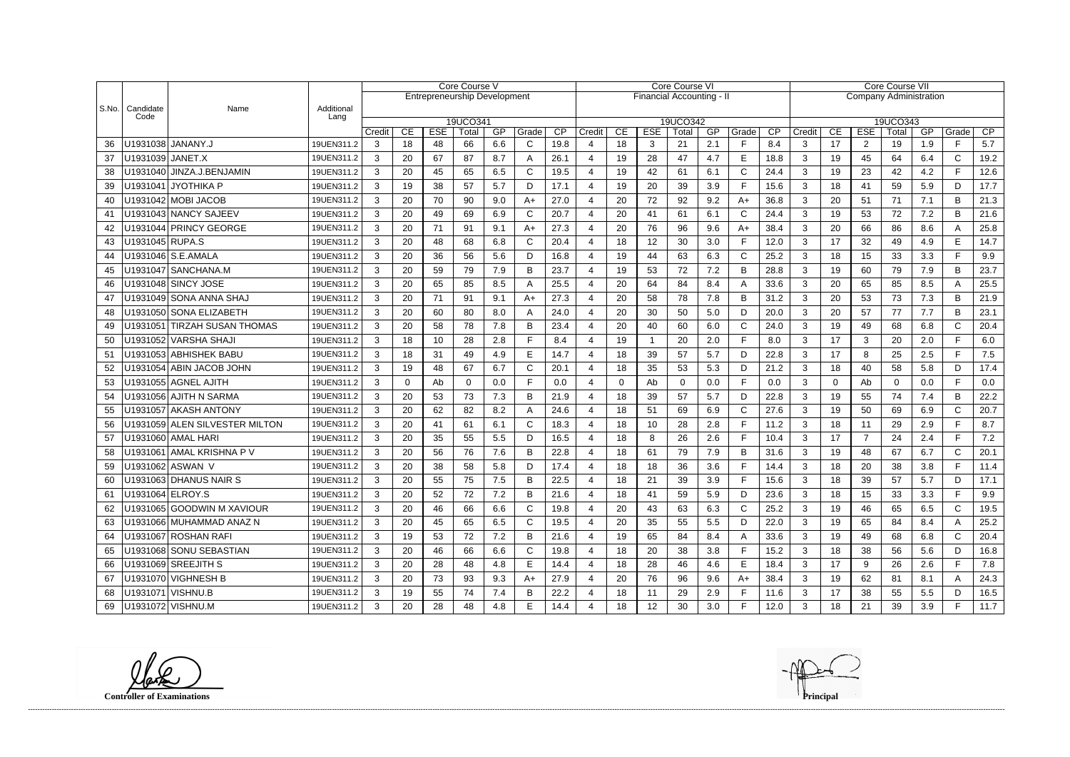| S.No. | Candidate Code | Name | Additional Lang | Core Course V Entrepreneurship Development 19UCO341 | | | | | | | Core Course VI Financial Accounting - II 19UCO342 | | | | | | | Core Course VII Company Administration 19UCO343 | | | | | | |
|---|---|---|---|---|---|---|---|---|---|---|---|---|---|---|---|---|---|---|---|---|---|---|---|---|
| | | | | Credit | CE | ESE | Total | GP | Grade | CP | Credit | CE | ESE | Total | GP | Grade | CP | Credit | CE | ESE | Total | GP | Grade | CP |
| 36 | U1931038 | JANANY.J | 19UEN311.2 | 3 | 18 | 48 | 66 | 6.6 | C | 19.8 | 4 | 18 | 3 | 21 | 2.1 | F | 8.4 | 3 | 17 | 2 | 19 | 1.9 | F | 5.7 |
| 37 | U1931039 | JANET.X | 19UEN311.2 | 3 | 20 | 67 | 87 | 8.7 | A | 26.1 | 4 | 19 | 28 | 47 | 4.7 | E | 18.8 | 3 | 19 | 45 | 64 | 6.4 | C | 19.2 |
| 38 | U1931040 | JINZA.J.BENJAMIN | 19UEN311.2 | 3 | 20 | 45 | 65 | 6.5 | C | 19.5 | 4 | 19 | 42 | 61 | 6.1 | C | 24.4 | 3 | 19 | 23 | 42 | 4.2 | F | 12.6 |
| 39 | U1931041 | JYOTHIKA P | 19UEN311.2 | 3 | 19 | 38 | 57 | 5.7 | D | 17.1 | 4 | 19 | 20 | 39 | 3.9 | F | 15.6 | 3 | 18 | 41 | 59 | 5.9 | D | 17.7 |
| 40 | U1931042 | MOBI JACOB | 19UEN311.2 | 3 | 20 | 70 | 90 | 9.0 | A+ | 27.0 | 4 | 20 | 72 | 92 | 9.2 | A+ | 36.8 | 3 | 20 | 51 | 71 | 7.1 | B | 21.3 |
| 41 | U1931043 | NANCY SAJEEV | 19UEN311.2 | 3 | 20 | 49 | 69 | 6.9 | C | 20.7 | 4 | 20 | 41 | 61 | 6.1 | C | 24.4 | 3 | 19 | 53 | 72 | 7.2 | B | 21.6 |
| 42 | U1931044 | PRINCY GEORGE | 19UEN311.2 | 3 | 20 | 71 | 91 | 9.1 | A+ | 27.3 | 4 | 20 | 76 | 96 | 9.6 | A+ | 38.4 | 3 | 20 | 66 | 86 | 8.6 | A | 25.8 |
| 43 | U1931045 | RUPA.S | 19UEN311.2 | 3 | 20 | 48 | 68 | 6.8 | C | 20.4 | 4 | 18 | 12 | 30 | 3.0 | F | 12.0 | 3 | 17 | 32 | 49 | 4.9 | E | 14.7 |
| 44 | U1931046 | S.E.AMALA | 19UEN311.2 | 3 | 20 | 36 | 56 | 5.6 | D | 16.8 | 4 | 19 | 44 | 63 | 6.3 | C | 25.2 | 3 | 18 | 15 | 33 | 3.3 | F | 9.9 |
| 45 | U1931047 | SANCHANA.M | 19UEN311.2 | 3 | 20 | 59 | 79 | 7.9 | B | 23.7 | 4 | 19 | 53 | 72 | 7.2 | B | 28.8 | 3 | 19 | 60 | 79 | 7.9 | B | 23.7 |
| 46 | U1931048 | SINCY JOSE | 19UEN311.2 | 3 | 20 | 65 | 85 | 8.5 | A | 25.5 | 4 | 20 | 64 | 84 | 8.4 | A | 33.6 | 3 | 20 | 65 | 85 | 8.5 | A | 25.5 |
| 47 | U1931049 | SONA ANNA SHAJ | 19UEN311.2 | 3 | 20 | 71 | 91 | 9.1 | A+ | 27.3 | 4 | 20 | 58 | 78 | 7.8 | B | 31.2 | 3 | 20 | 53 | 73 | 7.3 | B | 21.9 |
| 48 | U1931050 | SONA ELIZABETH | 19UEN311.2 | 3 | 20 | 60 | 80 | 8.0 | A | 24.0 | 4 | 20 | 30 | 50 | 5.0 | D | 20.0 | 3 | 20 | 57 | 77 | 7.7 | B | 23.1 |
| 49 | U1931051 | TIRZAH SUSAN THOMAS | 19UEN311.2 | 3 | 20 | 58 | 78 | 7.8 | B | 23.4 | 4 | 20 | 40 | 60 | 6.0 | C | 24.0 | 3 | 19 | 49 | 68 | 6.8 | C | 20.4 |
| 50 | U1931052 | VARSHA SHAJI | 19UEN311.2 | 3 | 18 | 10 | 28 | 2.8 | F | 8.4 | 4 | 19 | 1 | 20 | 2.0 | F | 8.0 | 3 | 17 | 3 | 20 | 2.0 | F | 6.0 |
| 51 | U1931053 | ABHISHEK BABU | 19UEN311.2 | 3 | 18 | 31 | 49 | 4.9 | E | 14.7 | 4 | 18 | 39 | 57 | 5.7 | D | 22.8 | 3 | 17 | 8 | 25 | 2.5 | F | 7.5 |
| 52 | U1931054 | ABIN JACOB JOHN | 19UEN311.2 | 3 | 19 | 48 | 67 | 6.7 | C | 20.1 | 4 | 18 | 35 | 53 | 5.3 | D | 21.2 | 3 | 18 | 40 | 58 | 5.8 | D | 17.4 |
| 53 | U1931055 | AGNEL AJITH | 19UEN311.2 | 3 | 0 | Ab | 0 | 0.0 | F | 0.0 | 4 | 0 | Ab | 0 | 0.0 | F | 0.0 | 3 | 0 | Ab | 0 | 0.0 | F | 0.0 |
| 54 | U1931056 | AJITH N SARMA | 19UEN311.2 | 3 | 20 | 53 | 73 | 7.3 | B | 21.9 | 4 | 18 | 39 | 57 | 5.7 | D | 22.8 | 3 | 19 | 55 | 74 | 7.4 | B | 22.2 |
| 55 | U1931057 | AKASH ANTONY | 19UEN311.2 | 3 | 20 | 62 | 82 | 8.2 | A | 24.6 | 4 | 18 | 51 | 69 | 6.9 | C | 27.6 | 3 | 19 | 50 | 69 | 6.9 | C | 20.7 |
| 56 | U1931059 | ALEN SILVESTER MILTON | 19UEN311.2 | 3 | 20 | 41 | 61 | 6.1 | C | 18.3 | 4 | 18 | 10 | 28 | 2.8 | F | 11.2 | 3 | 18 | 11 | 29 | 2.9 | F | 8.7 |
| 57 | U1931060 | AMAL HARI | 19UEN311.2 | 3 | 20 | 35 | 55 | 5.5 | D | 16.5 | 4 | 18 | 8 | 26 | 2.6 | F | 10.4 | 3 | 17 | 7 | 24 | 2.4 | F | 7.2 |
| 58 | U1931061 | AMAL KRISHNA P V | 19UEN311.2 | 3 | 20 | 56 | 76 | 7.6 | B | 22.8 | 4 | 18 | 61 | 79 | 7.9 | B | 31.6 | 3 | 19 | 48 | 67 | 6.7 | C | 20.1 |
| 59 | U1931062 | ASWAN V | 19UEN311.2 | 3 | 20 | 38 | 58 | 5.8 | D | 17.4 | 4 | 18 | 18 | 36 | 3.6 | F | 14.4 | 3 | 18 | 20 | 38 | 3.8 | F | 11.4 |
| 60 | U1931063 | DHANUS NAIR S | 19UEN311.2 | 3 | 20 | 55 | 75 | 7.5 | B | 22.5 | 4 | 18 | 21 | 39 | 3.9 | F | 15.6 | 3 | 18 | 39 | 57 | 5.7 | D | 17.1 |
| 61 | U1931064 | ELROY.S | 19UEN311.2 | 3 | 20 | 52 | 72 | 7.2 | B | 21.6 | 4 | 18 | 41 | 59 | 5.9 | D | 23.6 | 3 | 18 | 15 | 33 | 3.3 | F | 9.9 |
| 62 | U1931065 | GOODWIN M XAVIOUR | 19UEN311.2 | 3 | 20 | 46 | 66 | 6.6 | C | 19.8 | 4 | 20 | 43 | 63 | 6.3 | C | 25.2 | 3 | 19 | 46 | 65 | 6.5 | C | 19.5 |
| 63 | U1931066 | MUHAMMAD ANAZ N | 19UEN311.2 | 3 | 20 | 45 | 65 | 6.5 | C | 19.5 | 4 | 20 | 35 | 55 | 5.5 | D | 22.0 | 3 | 19 | 65 | 84 | 8.4 | A | 25.2 |
| 64 | U1931067 | ROSHAN RAFI | 19UEN311.2 | 3 | 19 | 53 | 72 | 7.2 | B | 21.6 | 4 | 19 | 65 | 84 | 8.4 | A | 33.6 | 3 | 19 | 49 | 68 | 6.8 | C | 20.4 |
| 65 | U1931068 | SONU SEBASTIAN | 19UEN311.2 | 3 | 20 | 46 | 66 | 6.6 | C | 19.8 | 4 | 18 | 20 | 38 | 3.8 | F | 15.2 | 3 | 18 | 38 | 56 | 5.6 | D | 16.8 |
| 66 | U1931069 | SREEJITH S | 19UEN311.2 | 3 | 20 | 28 | 48 | 4.8 | E | 14.4 | 4 | 18 | 28 | 46 | 4.6 | E | 18.4 | 3 | 17 | 9 | 26 | 2.6 | F | 7.8 |
| 67 | U1931070 | VIGHNESH B | 19UEN311.2 | 3 | 20 | 73 | 93 | 9.3 | A+ | 27.9 | 4 | 20 | 76 | 96 | 9.6 | A+ | 38.4 | 3 | 19 | 62 | 81 | 8.1 | A | 24.3 |
| 68 | U1931071 | VISHNU.B | 19UEN311.2 | 3 | 19 | 55 | 74 | 7.4 | B | 22.2 | 4 | 18 | 11 | 29 | 2.9 | F | 11.6 | 3 | 17 | 38 | 55 | 5.5 | D | 16.5 |
| 69 | U1931072 | VISHNU.M | 19UEN311.2 | 3 | 20 | 28 | 48 | 4.8 | E | 14.4 | 4 | 18 | 12 | 30 | 3.0 | F | 12.0 | 3 | 18 | 21 | 39 | 3.9 | F | 11.7 |

**Controller of Examinations**

**Principal**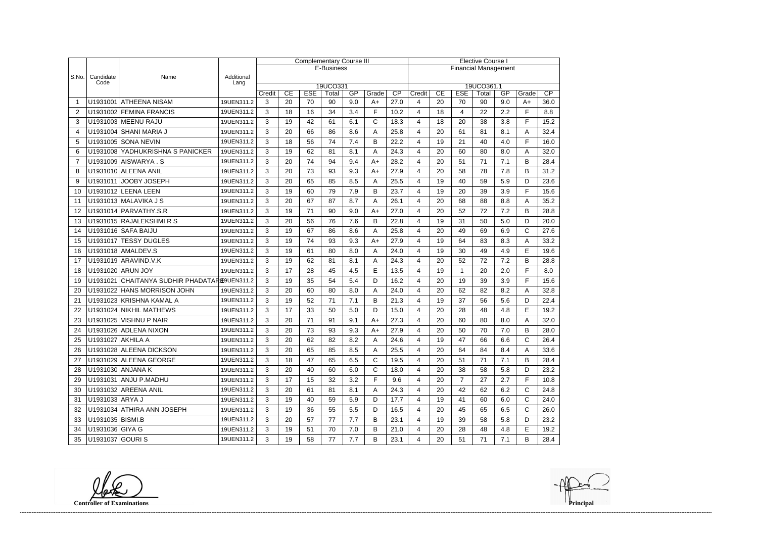| S.No. | Candidate Code | Name | Additional Lang | Complementary Course III | | | | | | | Elective Course I | | | | | | |
|---|---|---|---|---|---|---|---|---|---|---|---|---|---|---|---|---|---|
| | | | | E-Business | | | | | | | Financial Management | | | | | | |
| | | | | 19UCO331 | | | | | | | 19UCO361.1 | | | | | | |
| | | | | Credit | CE | ESE | Total | GP | Grade | CP | Credit | CE | ESE | Total | GP | Grade | CP |
| 1 | U1931001 | ATHEENA NISAM | 19UEN311.2 | 3 | 20 | 70 | 90 | 9.0 | A+ | 27.0 | 4 | 20 | 70 | 90 | 9.0 | A+ | 36.0 |
| 2 | U1931002 | FEMINA FRANCIS | 19UEN311.2 | 3 | 18 | 16 | 34 | 3.4 | F | 10.2 | 4 | 18 | 4 | 22 | 2.2 | F | 8.8 |
| 3 | U1931003 | MEENU RAJU | 19UEN311.2 | 3 | 19 | 42 | 61 | 6.1 | C | 18.3 | 4 | 18 | 20 | 38 | 3.8 | F | 15.2 |
| 4 | U1931004 | SHANI MARIA J | 19UEN311.2 | 3 | 20 | 66 | 86 | 8.6 | A | 25.8 | 4 | 20 | 61 | 81 | 8.1 | A | 32.4 |
| 5 | U1931005 | SONA NEVIN | 19UEN311.2 | 3 | 18 | 56 | 74 | 7.4 | B | 22.2 | 4 | 19 | 21 | 40 | 4.0 | F | 16.0 |
| 6 | U1931008 | YADHUKRISHNA S PANICKER | 19UEN311.2 | 3 | 19 | 62 | 81 | 8.1 | A | 24.3 | 4 | 20 | 60 | 80 | 8.0 | A | 32.0 |
| 7 | U1931009 | AISWARYA . S | 19UEN311.2 | 3 | 20 | 74 | 94 | 9.4 | A+ | 28.2 | 4 | 20 | 51 | 71 | 7.1 | B | 28.4 |
| 8 | U1931010 | ALEENA ANIL | 19UEN311.2 | 3 | 20 | 73 | 93 | 9.3 | A+ | 27.9 | 4 | 20 | 58 | 78 | 7.8 | B | 31.2 |
| 9 | U1931011 | JOOBY JOSEPH | 19UEN311.2 | 3 | 20 | 65 | 85 | 8.5 | A | 25.5 | 4 | 19 | 40 | 59 | 5.9 | D | 23.6 |
| 10 | U1931012 | LEENA LEEN | 19UEN311.2 | 3 | 19 | 60 | 79 | 7.9 | B | 23.7 | 4 | 19 | 20 | 39 | 3.9 | F | 15.6 |
| 11 | U1931013 | MALAVIKA J S | 19UEN311.2 | 3 | 20 | 67 | 87 | 8.7 | A | 26.1 | 4 | 20 | 68 | 88 | 8.8 | A | 35.2 |
| 12 | U1931014 | PARVATHY.S.R | 19UEN311.2 | 3 | 19 | 71 | 90 | 9.0 | A+ | 27.0 | 4 | 20 | 52 | 72 | 7.2 | B | 28.8 |
| 13 | U1931015 | RAJALEKSHMI R S | 19UEN311.2 | 3 | 20 | 56 | 76 | 7.6 | B | 22.8 | 4 | 19 | 31 | 50 | 5.0 | D | 20.0 |
| 14 | U1931016 | SAFA BAIJU | 19UEN311.2 | 3 | 19 | 67 | 86 | 8.6 | A | 25.8 | 4 | 20 | 49 | 69 | 6.9 | C | 27.6 |
| 15 | U1931017 | TESSY DUGLES | 19UEN311.2 | 3 | 19 | 74 | 93 | 9.3 | A+ | 27.9 | 4 | 19 | 64 | 83 | 8.3 | A | 33.2 |
| 16 | U1931018 | AMALDEV.S | 19UEN311.2 | 3 | 19 | 61 | 80 | 8.0 | A | 24.0 | 4 | 19 | 30 | 49 | 4.9 | E | 19.6 |
| 17 | U1931019 | ARAVIND.V.K | 19UEN311.2 | 3 | 19 | 62 | 81 | 8.1 | A | 24.3 | 4 | 20 | 52 | 72 | 7.2 | B | 28.8 |
| 18 | U1931020 | ARUN JOY | 19UEN311.2 | 3 | 17 | 28 | 45 | 4.5 | E | 13.5 | 4 | 19 | 1 | 20 | 2.0 | F | 8.0 |
| 19 | U1931021 | CHAITANYA SUDHIR PHADATARE | 19UEN311.2 | 3 | 19 | 35 | 54 | 5.4 | D | 16.2 | 4 | 20 | 19 | 39 | 3.9 | F | 15.6 |
| 20 | U1931022 | HANS MORRISON JOHN | 19UEN311.2 | 3 | 20 | 60 | 80 | 8.0 | A | 24.0 | 4 | 20 | 62 | 82 | 8.2 | A | 32.8 |
| 21 | U1931023 | KRISHNA KAMAL A | 19UEN311.2 | 3 | 19 | 52 | 71 | 7.1 | B | 21.3 | 4 | 19 | 37 | 56 | 5.6 | D | 22.4 |
| 22 | U1931024 | NIKHIL MATHEWS | 19UEN311.2 | 3 | 17 | 33 | 50 | 5.0 | D | 15.0 | 4 | 20 | 28 | 48 | 4.8 | E | 19.2 |
| 23 | U1931025 | VISHNU P NAIR | 19UEN311.2 | 3 | 20 | 71 | 91 | 9.1 | A+ | 27.3 | 4 | 20 | 60 | 80 | 8.0 | A | 32.0 |
| 24 | U1931026 | ADLENA NIXON | 19UEN311.2 | 3 | 20 | 73 | 93 | 9.3 | A+ | 27.9 | 4 | 20 | 50 | 70 | 7.0 | B | 28.0 |
| 25 | U1931027 | AKHILA A | 19UEN311.2 | 3 | 20 | 62 | 82 | 8.2 | A | 24.6 | 4 | 19 | 47 | 66 | 6.6 | C | 26.4 |
| 26 | U1931028 | ALEENA DICKSON | 19UEN311.2 | 3 | 20 | 65 | 85 | 8.5 | A | 25.5 | 4 | 20 | 64 | 84 | 8.4 | A | 33.6 |
| 27 | U1931029 | ALEENA GEORGE | 19UEN311.2 | 3 | 18 | 47 | 65 | 6.5 | C | 19.5 | 4 | 20 | 51 | 71 | 7.1 | B | 28.4 |
| 28 | U1931030 | ANJANA K | 19UEN311.2 | 3 | 20 | 40 | 60 | 6.0 | C | 18.0 | 4 | 20 | 38 | 58 | 5.8 | D | 23.2 |
| 29 | U1931031 | ANJU P.MADHU | 19UEN311.2 | 3 | 17 | 15 | 32 | 3.2 | F | 9.6 | 4 | 20 | 7 | 27 | 2.7 | F | 10.8 |
| 30 | U1931032 | AREENA ANIL | 19UEN311.2 | 3 | 20 | 61 | 81 | 8.1 | A | 24.3 | 4 | 20 | 42 | 62 | 6.2 | C | 24.8 |
| 31 | U1931033 | ARYA J | 19UEN311.2 | 3 | 19 | 40 | 59 | 5.9 | D | 17.7 | 4 | 19 | 41 | 60 | 6.0 | C | 24.0 |
| 32 | U1931034 | ATHIRA ANN JOSEPH | 19UEN311.2 | 3 | 19 | 36 | 55 | 5.5 | D | 16.5 | 4 | 20 | 45 | 65 | 6.5 | C | 26.0 |
| 33 | U1931035 | BISMI.B | 19UEN311.2 | 3 | 20 | 57 | 77 | 7.7 | B | 23.1 | 4 | 19 | 39 | 58 | 5.8 | D | 23.2 |
| 34 | U1931036 | GIYA G | 19UEN311.2 | 3 | 19 | 51 | 70 | 7.0 | B | 21.0 | 4 | 20 | 28 | 48 | 4.8 | E | 19.2 |
| 35 | U1931037 | GOURI S | 19UEN311.2 | 3 | 19 | 58 | 77 | 7.7 | B | 23.1 | 4 | 20 | 51 | 71 | 7.1 | B | 28.4 |

**Controller of Examinations** **Principal**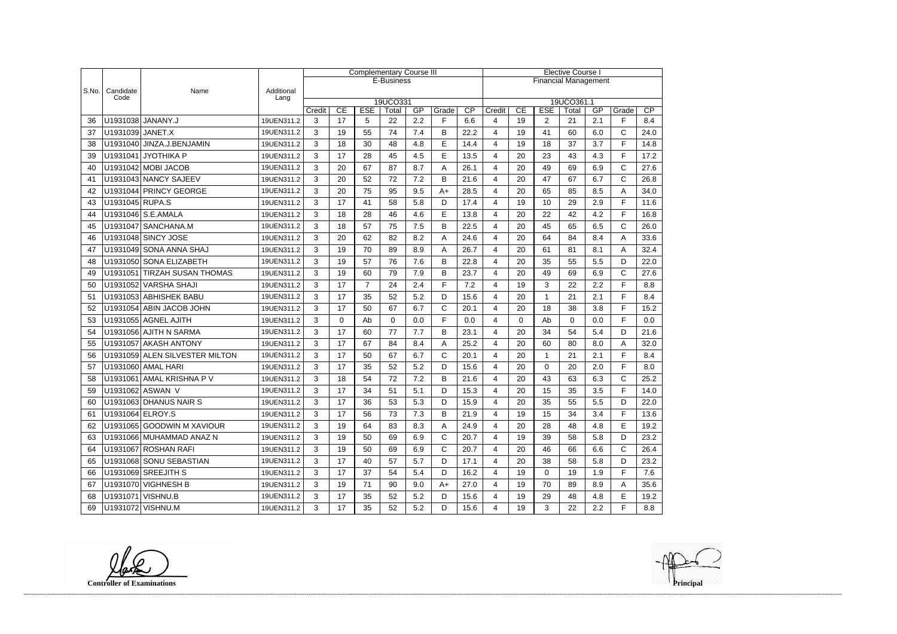| S.No. | Candidate Code | Name | Additional Lang | Complementary Course III | | | | | | | Elective Course I | | | | | | |
|---|---|---|---|---|---|---|---|---|---|---|---|---|---|---|---|---|---|
| | | | | E-Business | | | | | | | Financial Management | | | | | | |
| | | | | 19UCO331 | | | | | | | 19UCO361.1 | | | | | | |
| | | | | Credit | CE | ESE | Total | GP | Grade | CP | Credit | CE | ESE | Total | GP | Grade | CP |
| 36 | U1931038 | JANANY.J | 19UEN311.2 | 3 | 17 | 5 | 22 | 2.2 | F | 6.6 | 4 | 19 | 2 | 21 | 2.1 | F | 8.4 |
| 37 | U1931039 | JANET.X | 19UEN311.2 | 3 | 19 | 55 | 74 | 7.4 | B | 22.2 | 4 | 19 | 41 | 60 | 6.0 | C | 24.0 |
| 38 | U1931040 | JINZA.J.BENJAMIN | 19UEN311.2 | 3 | 18 | 30 | 48 | 4.8 | E | 14.4 | 4 | 19 | 18 | 37 | 3.7 | F | 14.8 |
| 39 | U1931041 | JYOTHIKA P | 19UEN311.2 | 3 | 17 | 28 | 45 | 4.5 | E | 13.5 | 4 | 20 | 23 | 43 | 4.3 | F | 17.2 |
| 40 | U1931042 | MOBI JACOB | 19UEN311.2 | 3 | 20 | 67 | 87 | 8.7 | A | 26.1 | 4 | 20 | 49 | 69 | 6.9 | C | 27.6 |
| 41 | U1931043 | NANCY SAJEEV | 19UEN311.2 | 3 | 20 | 52 | 72 | 7.2 | B | 21.6 | 4 | 20 | 47 | 67 | 6.7 | C | 26.8 |
| 42 | U1931044 | PRINCY GEORGE | 19UEN311.2 | 3 | 20 | 75 | 95 | 9.5 | A+ | 28.5 | 4 | 20 | 65 | 85 | 8.5 | A | 34.0 |
| 43 | U1931045 | RUPA.S | 19UEN311.2 | 3 | 17 | 41 | 58 | 5.8 | D | 17.4 | 4 | 19 | 10 | 29 | 2.9 | F | 11.6 |
| 44 | U1931046 | S.E.AMALA | 19UEN311.2 | 3 | 18 | 28 | 46 | 4.6 | E | 13.8 | 4 | 20 | 22 | 42 | 4.2 | F | 16.8 |
| 45 | U1931047 | SANCHANA.M | 19UEN311.2 | 3 | 18 | 57 | 75 | 7.5 | B | 22.5 | 4 | 20 | 45 | 65 | 6.5 | C | 26.0 |
| 46 | U1931048 | SINCY JOSE | 19UEN311.2 | 3 | 20 | 62 | 82 | 8.2 | A | 24.6 | 4 | 20 | 64 | 84 | 8.4 | A | 33.6 |
| 47 | U1931049 | SONA ANNA SHAJ | 19UEN311.2 | 3 | 19 | 70 | 89 | 8.9 | A | 26.7 | 4 | 20 | 61 | 81 | 8.1 | A | 32.4 |
| 48 | U1931050 | SONA ELIZABETH | 19UEN311.2 | 3 | 19 | 57 | 76 | 7.6 | B | 22.8 | 4 | 20 | 35 | 55 | 5.5 | D | 22.0 |
| 49 | U1931051 | TIRZAH SUSAN THOMAS | 19UEN311.2 | 3 | 19 | 60 | 79 | 7.9 | B | 23.7 | 4 | 20 | 49 | 69 | 6.9 | C | 27.6 |
| 50 | U1931052 | VARSHA SHAJI | 19UEN311.2 | 3 | 17 | 7 | 24 | 2.4 | F | 7.2 | 4 | 19 | 3 | 22 | 2.2 | F | 8.8 |
| 51 | U1931053 | ABHISHEK BABU | 19UEN311.2 | 3 | 17 | 35 | 52 | 5.2 | D | 15.6 | 4 | 20 | 1 | 21 | 2.1 | F | 8.4 |
| 52 | U1931054 | ABIN JACOB JOHN | 19UEN311.2 | 3 | 17 | 50 | 67 | 6.7 | C | 20.1 | 4 | 20 | 18 | 38 | 3.8 | F | 15.2 |
| 53 | U1931055 | AGNEL AJITH | 19UEN311.2 | 3 | 0 | Ab | 0 | 0.0 | F | 0.0 | 4 | 0 | Ab | 0 | 0.0 | F | 0.0 |
| 54 | U1931056 | AJITH N SARMA | 19UEN311.2 | 3 | 17 | 60 | 77 | 7.7 | B | 23.1 | 4 | 20 | 34 | 54 | 5.4 | D | 21.6 |
| 55 | U1931057 | AKASH ANTONY | 19UEN311.2 | 3 | 17 | 67 | 84 | 8.4 | A | 25.2 | 4 | 20 | 60 | 80 | 8.0 | A | 32.0 |
| 56 | U1931059 | ALEN SILVESTER MILTON | 19UEN311.2 | 3 | 17 | 50 | 67 | 6.7 | C | 20.1 | 4 | 20 | 1 | 21 | 2.1 | F | 8.4 |
| 57 | U1931060 | AMAL HARI | 19UEN311.2 | 3 | 17 | 35 | 52 | 5.2 | D | 15.6 | 4 | 20 | 0 | 20 | 2.0 | F | 8.0 |
| 58 | U1931061 | AMAL KRISHNA P V | 19UEN311.2 | 3 | 18 | 54 | 72 | 7.2 | B | 21.6 | 4 | 20 | 43 | 63 | 6.3 | C | 25.2 |
| 59 | U1931062 | ASWAN V | 19UEN311.2 | 3 | 17 | 34 | 51 | 5.1 | D | 15.3 | 4 | 20 | 15 | 35 | 3.5 | F | 14.0 |
| 60 | U1931063 | DHANUS NAIR S | 19UEN311.2 | 3 | 17 | 36 | 53 | 5.3 | D | 15.9 | 4 | 20 | 35 | 55 | 5.5 | D | 22.0 |
| 61 | U1931064 | ELROY.S | 19UEN311.2 | 3 | 17 | 56 | 73 | 7.3 | B | 21.9 | 4 | 19 | 15 | 34 | 3.4 | F | 13.6 |
| 62 | U1931065 | GOODWIN M XAVIOUR | 19UEN311.2 | 3 | 19 | 64 | 83 | 8.3 | A | 24.9 | 4 | 20 | 28 | 48 | 4.8 | E | 19.2 |
| 63 | U1931066 | MUHAMMAD ANAZ N | 19UEN311.2 | 3 | 19 | 50 | 69 | 6.9 | C | 20.7 | 4 | 19 | 39 | 58 | 5.8 | D | 23.2 |
| 64 | U1931067 | ROSHAN RAFI | 19UEN311.2 | 3 | 19 | 50 | 69 | 6.9 | C | 20.7 | 4 | 20 | 46 | 66 | 6.6 | C | 26.4 |
| 65 | U1931068 | SONU SEBASTIAN | 19UEN311.2 | 3 | 17 | 40 | 57 | 5.7 | D | 17.1 | 4 | 20 | 38 | 58 | 5.8 | D | 23.2 |
| 66 | U1931069 | SREEJITH S | 19UEN311.2 | 3 | 17 | 37 | 54 | 5.4 | D | 16.2 | 4 | 19 | 0 | 19 | 1.9 | F | 7.6 |
| 67 | U1931070 | VIGHNESH B | 19UEN311.2 | 3 | 19 | 71 | 90 | 9.0 | A+ | 27.0 | 4 | 19 | 70 | 89 | 8.9 | A | 35.6 |
| 68 | U1931071 | VISHNU.B | 19UEN311.2 | 3 | 17 | 35 | 52 | 5.2 | D | 15.6 | 4 | 19 | 29 | 48 | 4.8 | E | 19.2 |
| 69 | U1931072 | VISHNU.M | 19UEN311.2 | 3 | 17 | 35 | 52 | 5.2 | D | 15.6 | 4 | 19 | 3 | 22 | 2.2 | F | 8.8 |

**Controller of Examinations**

**Principal**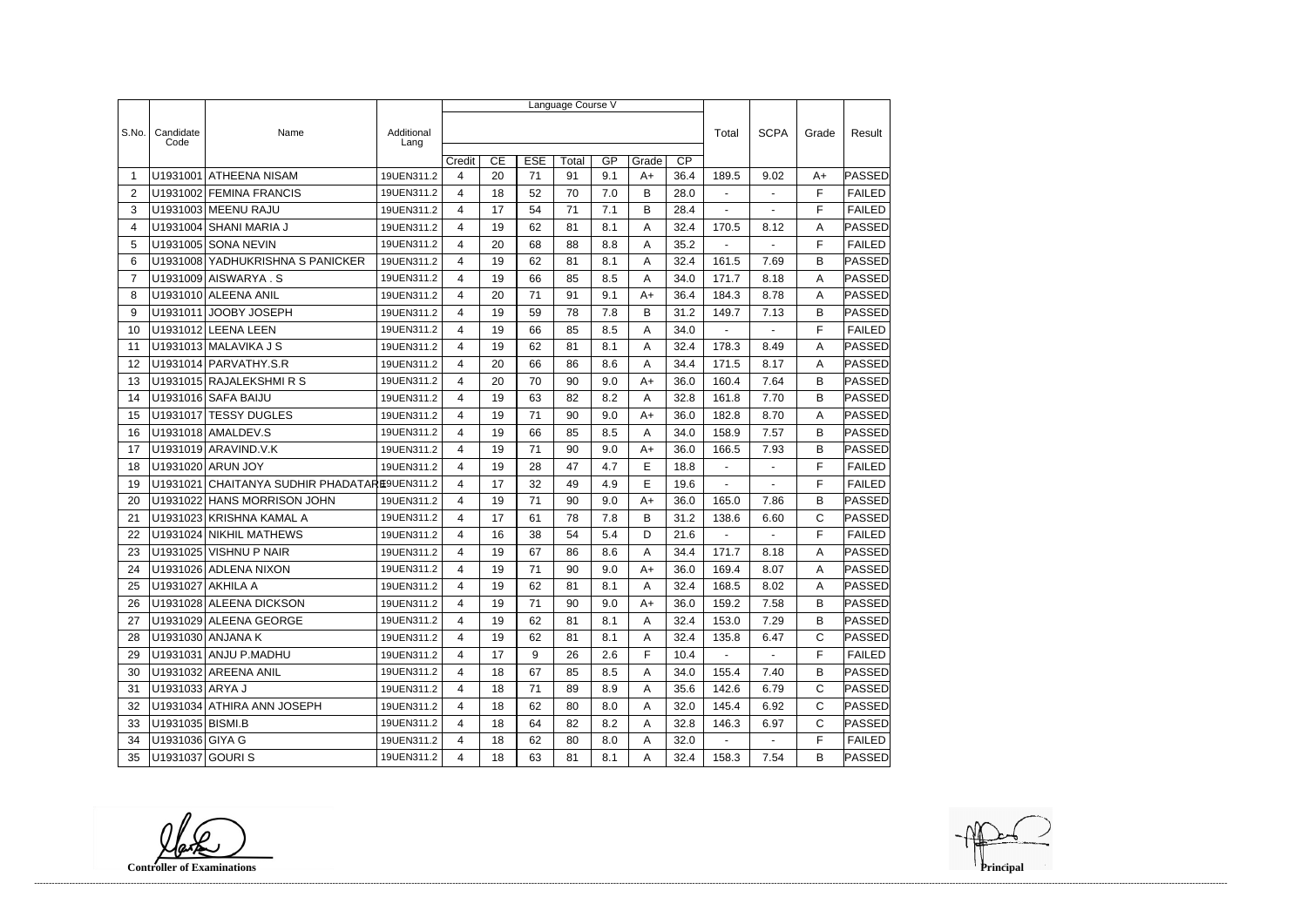| S.No. | Candidate Code | Name | Additional Lang | Language Course V | | | | | | | | Total | SCPA | Grade | Result |
|---|---|---|---|---|---|---|---|---|---|---|---|---|---|---|---|
| | | | | Credit | CE | ESE | Total | GP | Grade | CP | | | | | |
| 1 | U1931001 | ATHEENA NISAM | 19UEN311.2 | 4 | 20 | 71 | 91 | 9.1 | A+ | 36.4 | 189.5 | 9.02 | A+ | PASSED |
| 2 | U1931002 | FEMINA FRANCIS | 19UEN311.2 | 4 | 18 | 52 | 70 | 7.0 | B | 28.0 | - | - | F | FAILED |
| 3 | U1931003 | MEENU RAJU | 19UEN311.2 | 4 | 17 | 54 | 71 | 7.1 | B | 28.4 | - | - | F | FAILED |
| 4 | U1931004 | SHANI MARIA J | 19UEN311.2 | 4 | 19 | 62 | 81 | 8.1 | A | 32.4 | 170.5 | 8.12 | A | PASSED |
| 5 | U1931005 | SONA NEVIN | 19UEN311.2 | 4 | 20 | 68 | 88 | 8.8 | A | 35.2 | - | - | F | FAILED |
| 6 | U1931008 | YADHUKRISHNA S PANICKER | 19UEN311.2 | 4 | 19 | 62 | 81 | 8.1 | A | 32.4 | 161.5 | 7.69 | B | PASSED |
| 7 | U1931009 | AISWARYA . S | 19UEN311.2 | 4 | 19 | 66 | 85 | 8.5 | A | 34.0 | 171.7 | 8.18 | A | PASSED |
| 8 | U1931010 | ALEENA ANIL | 19UEN311.2 | 4 | 20 | 71 | 91 | 9.1 | A+ | 36.4 | 184.3 | 8.78 | A | PASSED |
| 9 | U1931011 | JOOBY JOSEPH | 19UEN311.2 | 4 | 19 | 59 | 78 | 7.8 | B | 31.2 | 149.7 | 7.13 | B | PASSED |
| 10 | U1931012 | LEENA LEEN | 19UEN311.2 | 4 | 19 | 66 | 85 | 8.5 | A | 34.0 | - | - | F | FAILED |
| 11 | U1931013 | MALAVIKA J S | 19UEN311.2 | 4 | 19 | 62 | 81 | 8.1 | A | 32.4 | 178.3 | 8.49 | A | PASSED |
| 12 | U1931014 | PARVATHY.S.R | 19UEN311.2 | 4 | 20 | 66 | 86 | 8.6 | A | 34.4 | 171.5 | 8.17 | A | PASSED |
| 13 | U1931015 | RAJALEKSHMI R S | 19UEN311.2 | 4 | 20 | 70 | 90 | 9.0 | A+ | 36.0 | 160.4 | 7.64 | B | PASSED |
| 14 | U1931016 | SAFA BAIJU | 19UEN311.2 | 4 | 19 | 63 | 82 | 8.2 | A | 32.8 | 161.8 | 7.70 | B | PASSED |
| 15 | U1931017 | TESSY DUGLES | 19UEN311.2 | 4 | 19 | 71 | 90 | 9.0 | A+ | 36.0 | 182.8 | 8.70 | A | PASSED |
| 16 | U1931018 | AMALDEV.S | 19UEN311.2 | 4 | 19 | 66 | 85 | 8.5 | A | 34.0 | 158.9 | 7.57 | B | PASSED |
| 17 | U1931019 | ARAVIND.V.K | 19UEN311.2 | 4 | 19 | 71 | 90 | 9.0 | A+ | 36.0 | 166.5 | 7.93 | B | PASSED |
| 18 | U1931020 | ARUN JOY | 19UEN311.2 | 4 | 19 | 28 | 47 | 4.7 | E | 18.8 | - | - | F | FAILED |
| 19 | U1931021 | CHAITANYA SUDHIR PHADATARE | 19UEN311.2 | 4 | 17 | 32 | 49 | 4.9 | E | 19.6 | - | - | F | FAILED |
| 20 | U1931022 | HANS MORRISON JOHN | 19UEN311.2 | 4 | 19 | 71 | 90 | 9.0 | A+ | 36.0 | 165.0 | 7.86 | B | PASSED |
| 21 | U1931023 | KRISHNA KAMAL A | 19UEN311.2 | 4 | 17 | 61 | 78 | 7.8 | B | 31.2 | 138.6 | 6.60 | C | PASSED |
| 22 | U1931024 | NIKHIL MATHEWS | 19UEN311.2 | 4 | 16 | 38 | 54 | 5.4 | D | 21.6 | - | - | F | FAILED |
| 23 | U1931025 | VISHNU P NAIR | 19UEN311.2 | 4 | 19 | 67 | 86 | 8.6 | A | 34.4 | 171.7 | 8.18 | A | PASSED |
| 24 | U1931026 | ADLENA NIXON | 19UEN311.2 | 4 | 19 | 71 | 90 | 9.0 | A+ | 36.0 | 169.4 | 8.07 | A | PASSED |
| 25 | U1931027 | AKHILA A | 19UEN311.2 | 4 | 19 | 62 | 81 | 8.1 | A | 32.4 | 168.5 | 8.02 | A | PASSED |
| 26 | U1931028 | ALEENA DICKSON | 19UEN311.2 | 4 | 19 | 71 | 90 | 9.0 | A+ | 36.0 | 159.2 | 7.58 | B | PASSED |
| 27 | U1931029 | ALEENA GEORGE | 19UEN311.2 | 4 | 19 | 62 | 81 | 8.1 | A | 32.4 | 153.0 | 7.29 | B | PASSED |
| 28 | U1931030 | ANJANA K | 19UEN311.2 | 4 | 19 | 62 | 81 | 8.1 | A | 32.4 | 135.8 | 6.47 | C | PASSED |
| 29 | U1931031 | ANJU P.MADHU | 19UEN311.2 | 4 | 17 | 9 | 26 | 2.6 | F | 10.4 | - | - | F | FAILED |
| 30 | U1931032 | AREENA ANIL | 19UEN311.2 | 4 | 18 | 67 | 85 | 8.5 | A | 34.0 | 155.4 | 7.40 | B | PASSED |
| 31 | U1931033 | ARYA J | 19UEN311.2 | 4 | 18 | 71 | 89 | 8.9 | A | 35.6 | 142.6 | 6.79 | C | PASSED |
| 32 | U1931034 | ATHIRA ANN JOSEPH | 19UEN311.2 | 4 | 18 | 62 | 80 | 8.0 | A | 32.0 | 145.4 | 6.92 | C | PASSED |
| 33 | U1931035 | BISMI.B | 19UEN311.2 | 4 | 18 | 64 | 82 | 8.2 | A | 32.8 | 146.3 | 6.97 | C | PASSED |
| 34 | U1931036 | GIYA G | 19UEN311.2 | 4 | 18 | 62 | 80 | 8.0 | A | 32.0 | - | - | F | FAILED |
| 35 | U1931037 | GOURI S | 19UEN311.2 | 4 | 18 | 63 | 81 | 8.1 | A | 32.4 | 158.3 | 7.54 | B | PASSED |

**Controller of Examinations** **Principal**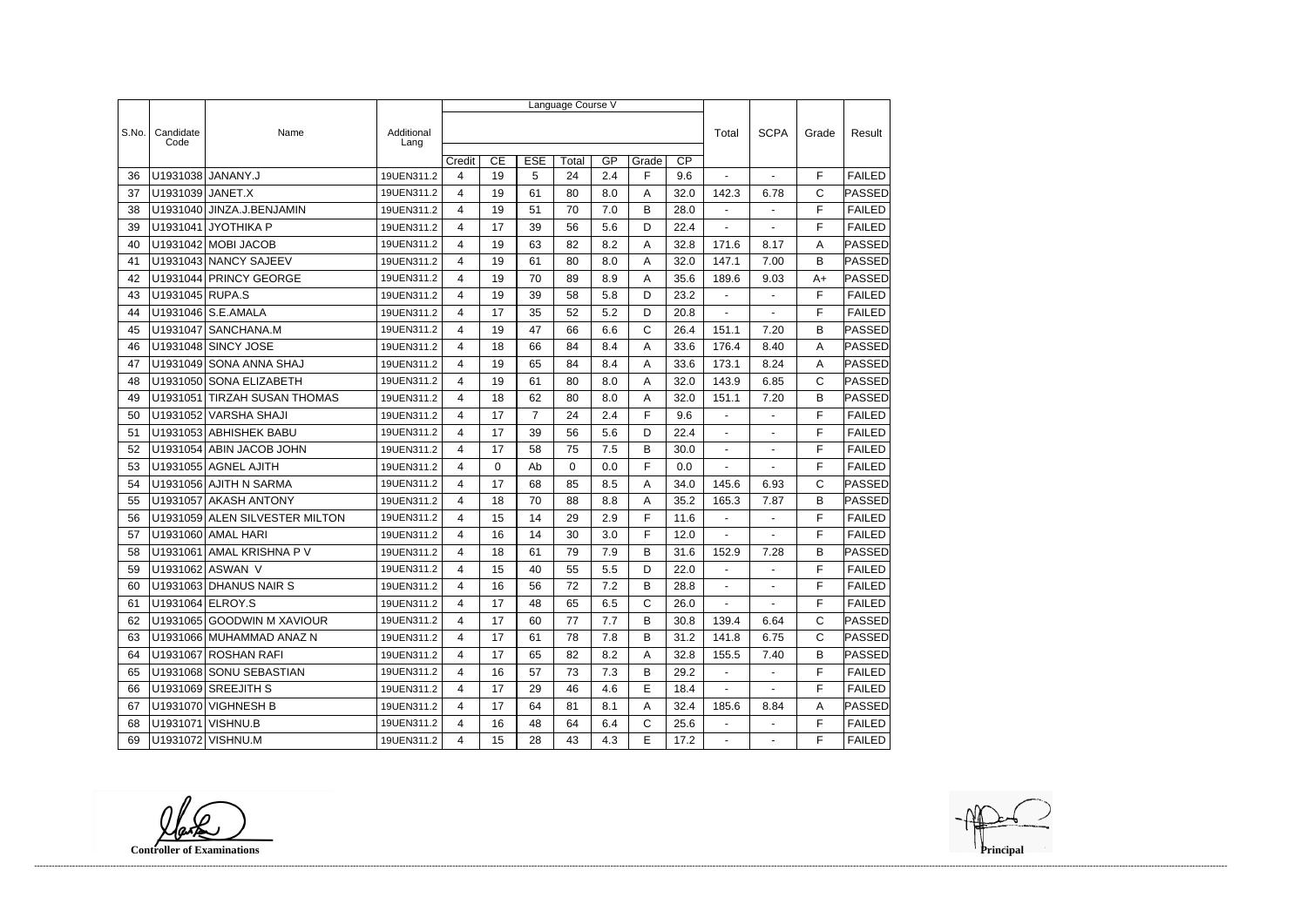| S.No. | Candidate Code | Name | Additional Lang | Language Course V | | | | | | | Total | SCPA | Grade | Result |
|---|---|---|---|---|---|---|---|---|---|---|---|---|---|---|
| | | | | Credit | CE | ESE | Total | GP | Grade | CP | | | | |
| 36 | U1931038 | JANANY.J | 19UEN311.2 | 4 | 19 | 5 | 24 | 2.4 | F | 9.6 | - | - | F | FAILED |
| 37 | U1931039 | JANET.X | 19UEN311.2 | 4 | 19 | 61 | 80 | 8.0 | A | 32.0 | 142.3 | 6.78 | C | PASSED |
| 38 | U1931040 | JINZA.J.BENJAMIN | 19UEN311.2 | 4 | 19 | 51 | 70 | 7.0 | B | 28.0 | - | - | F | FAILED |
| 39 | U1931041 | JYOTHIKA P | 19UEN311.2 | 4 | 17 | 39 | 56 | 5.6 | D | 22.4 | - | - | F | FAILED |
| 40 | U1931042 | MOBI JACOB | 19UEN311.2 | 4 | 19 | 63 | 82 | 8.2 | A | 32.8 | 171.6 | 8.17 | A | PASSED |
| 41 | U1931043 | NANCY SAJEEV | 19UEN311.2 | 4 | 19 | 61 | 80 | 8.0 | A | 32.0 | 147.1 | 7.00 | B | PASSED |
| 42 | U1931044 | PRINCY GEORGE | 19UEN311.2 | 4 | 19 | 70 | 89 | 8.9 | A | 35.6 | 189.6 | 9.03 | A+ | PASSED |
| 43 | U1931045 | RUPA.S | 19UEN311.2 | 4 | 19 | 39 | 58 | 5.8 | D | 23.2 | - | - | F | FAILED |
| 44 | U1931046 | S.E.AMALA | 19UEN311.2 | 4 | 17 | 35 | 52 | 5.2 | D | 20.8 | - | - | F | FAILED |
| 45 | U1931047 | SANCHANA.M | 19UEN311.2 | 4 | 19 | 47 | 66 | 6.6 | C | 26.4 | 151.1 | 7.20 | B | PASSED |
| 46 | U1931048 | SINCY JOSE | 19UEN311.2 | 4 | 18 | 66 | 84 | 8.4 | A | 33.6 | 176.4 | 8.40 | A | PASSED |
| 47 | U1931049 | SONA ANNA SHAJ | 19UEN311.2 | 4 | 19 | 65 | 84 | 8.4 | A | 33.6 | 173.1 | 8.24 | A | PASSED |
| 48 | U1931050 | SONA ELIZABETH | 19UEN311.2 | 4 | 19 | 61 | 80 | 8.0 | A | 32.0 | 143.9 | 6.85 | C | PASSED |
| 49 | U1931051 | TIRZAH SUSAN THOMAS | 19UEN311.2 | 4 | 18 | 62 | 80 | 8.0 | A | 32.0 | 151.1 | 7.20 | B | PASSED |
| 50 | U1931052 | VARSHA SHAJI | 19UEN311.2 | 4 | 17 | 7 | 24 | 2.4 | F | 9.6 | - | - | F | FAILED |
| 51 | U1931053 | ABHISHEK BABU | 19UEN311.2 | 4 | 17 | 39 | 56 | 5.6 | D | 22.4 | - | - | F | FAILED |
| 52 | U1931054 | ABIN JACOB JOHN | 19UEN311.2 | 4 | 17 | 58 | 75 | 7.5 | B | 30.0 | - | - | F | FAILED |
| 53 | U1931055 | AGNEL AJITH | 19UEN311.2 | 4 | 0 | Ab | 0 | 0.0 | F | 0.0 | - | - | F | FAILED |
| 54 | U1931056 | AJITH N SARMA | 19UEN311.2 | 4 | 17 | 68 | 85 | 8.5 | A | 34.0 | 145.6 | 6.93 | C | PASSED |
| 55 | U1931057 | AKASH ANTONY | 19UEN311.2 | 4 | 18 | 70 | 88 | 8.8 | A | 35.2 | 165.3 | 7.87 | B | PASSED |
| 56 | U1931059 | ALEN SILVESTER MILTON | 19UEN311.2 | 4 | 15 | 14 | 29 | 2.9 | F | 11.6 | - | - | F | FAILED |
| 57 | U1931060 | AMAL HARI | 19UEN311.2 | 4 | 16 | 14 | 30 | 3.0 | F | 12.0 | - | - | F | FAILED |
| 58 | U1931061 | AMAL KRISHNA P V | 19UEN311.2 | 4 | 18 | 61 | 79 | 7.9 | B | 31.6 | 152.9 | 7.28 | B | PASSED |
| 59 | U1931062 | ASWAN V | 19UEN311.2 | 4 | 15 | 40 | 55 | 5.5 | D | 22.0 | - | - | F | FAILED |
| 60 | U1931063 | DHANUS NAIR S | 19UEN311.2 | 4 | 16 | 56 | 72 | 7.2 | B | 28.8 | - | - | F | FAILED |
| 61 | U1931064 | ELROY.S | 19UEN311.2 | 4 | 17 | 48 | 65 | 6.5 | C | 26.0 | - | - | F | FAILED |
| 62 | U1931065 | GOODWIN M XAVIOUR | 19UEN311.2 | 4 | 17 | 60 | 77 | 7.7 | B | 30.8 | 139.4 | 6.64 | C | PASSED |
| 63 | U1931066 | MUHAMMAD ANAZ N | 19UEN311.2 | 4 | 17 | 61 | 78 | 7.8 | B | 31.2 | 141.8 | 6.75 | C | PASSED |
| 64 | U1931067 | ROSHAN RAFI | 19UEN311.2 | 4 | 17 | 65 | 82 | 8.2 | A | 32.8 | 155.5 | 7.40 | B | PASSED |
| 65 | U1931068 | SONU SEBASTIAN | 19UEN311.2 | 4 | 16 | 57 | 73 | 7.3 | B | 29.2 | - | - | F | FAILED |
| 66 | U1931069 | SREEJITH S | 19UEN311.2 | 4 | 17 | 29 | 46 | 4.6 | E | 18.4 | - | - | F | FAILED |
| 67 | U1931070 | VIGHNESH B | 19UEN311.2 | 4 | 17 | 64 | 81 | 8.1 | A | 32.4 | 185.6 | 8.84 | A | PASSED |
| 68 | U1931071 | VISHNU.B | 19UEN311.2 | 4 | 16 | 48 | 64 | 6.4 | C | 25.6 | - | - | F | FAILED |
| 69 | U1931072 | VISHNU.M | 19UEN311.2 | 4 | 15 | 28 | 43 | 4.3 | E | 17.2 | - | - | F | FAILED |

**Controller of Examinations**

**Principal**